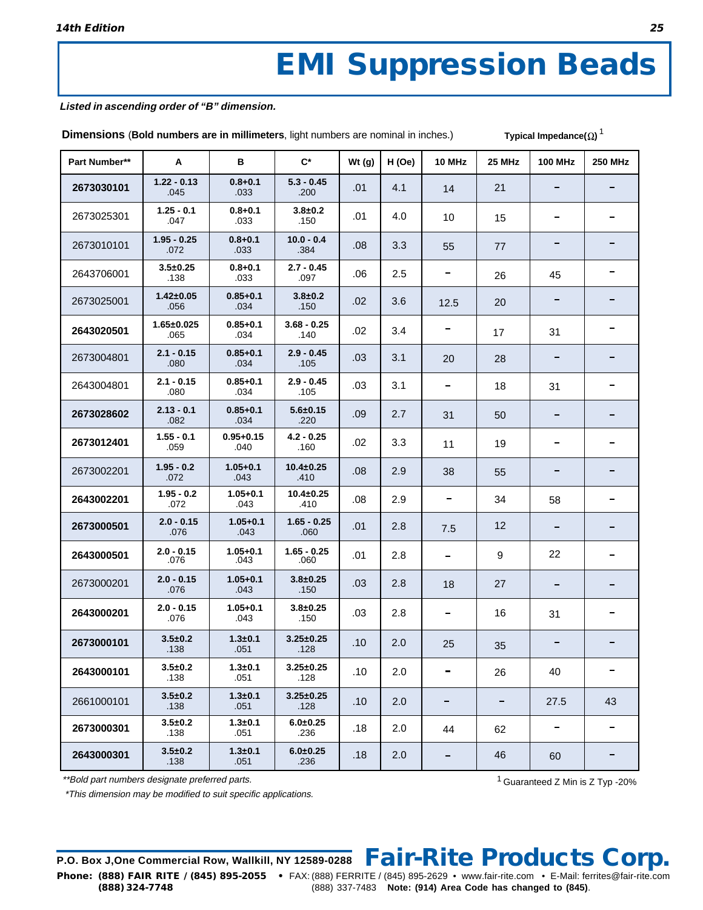# EMI Suppression Beads

***Listed in ascending order of "B" dimension.***

**Dimensions** (**Bold numbers are in millimeters**, light numbers are nominal in inches.) **Typical Impedance(Ω)** [1]

| Part Number** | A | B | C* | Wt (g) | H (Oe) | 10 MHz | 25 MHz | 100 MHz | 250 MHz |
|---|---|---|---|---|---|---|---|---|---|
| **2673030101** | **1.22 - 0.13** .045 | **0.8+0.1** .033 | **5.3 - 0.45** .200 | .01 | 4.1 | 14 | 21 | – | – |
| 2673025301 | **1.25 - 0.1** .047 | **0.8+0.1** .033 | **3.8±0.2** .150 | .01 | 4.0 | 10 | 15 | – | – |
| 2673010101 | **1.95 - 0.25** .072 | **0.8+0.1** .033 | **10.0 - 0.4** .384 | .08 | 3.3 | 55 | 77 | – | – |
| 2643706001 | **3.5±0.25** .138 | **0.8+0.1** .033 | **2.7 - 0.45** .097 | .06 | 2.5 | – | 26 | 45 | – |
| 2673025001 | **1.42±0.05** .056 | **0.85+0.1** .034 | **3.8±0.2** .150 | .02 | 3.6 | 12.5 | 20 | – | – |
| **2643020501** | **1.65±0.025** .065 | **0.85+0.1** .034 | **3.68 - 0.25** .140 | .02 | 3.4 | – | 17 | 31 | – |
| 2673004801 | **2.1 - 0.15** .080 | **0.85+0.1** .034 | **2.9 - 0.45** .105 | .03 | 3.1 | 20 | 28 | – | – |
| 2643004801 | **2.1 - 0.15** .080 | **0.85+0.1** .034 | **2.9 - 0.45** .105 | .03 | 3.1 | – | 18 | 31 | – |
| **2673028602** | **2.13 - 0.1** .082 | **0.85+0.1** .034 | **5.6±0.15** .220 | .09 | 2.7 | 31 | 50 | – | – |
| **2673012401** | **1.55 - 0.1** .059 | **0.95+0.15** .040 | **4.2 - 0.25** .160 | .02 | 3.3 | 11 | 19 | – | – |
| 2673002201 | **1.95 - 0.2** .072 | **1.05+0.1** .043 | **10.4±0.25** .410 | .08 | 2.9 | 38 | 55 | – | – |
| **2643002201** | **1.95 - 0.2** .072 | **1.05+0.1** .043 | **10.4±0.25** .410 | .08 | 2.9 | – | 34 | 58 | – |
| **2673000501** | **2.0 - 0.15** .076 | **1.05+0.1** .043 | **1.65 - 0.25** .060 | .01 | 2.8 | 7.5 | 12 | – | – |
| **2643000501** | **2.0 - 0.15** .076 | **1.05+0.1** .043 | **1.65 - 0.25** .060 | .01 | 2.8 | – | 9 | 22 | – |
| 2673000201 | **2.0 - 0.15** .076 | **1.05+0.1** .043 | **3.8±0.25** .150 | .03 | 2.8 | 18 | 27 | – | – |
| **2643000201** | **2.0 - 0.15** .076 | **1.05+0.1** .043 | **3.8±0.25** .150 | .03 | 2.8 | – | 16 | 31 | – |
| **2673000101** | **3.5±0.2** .138 | **1.3±0.1** .051 | **3.25±0.25** .128 | .10 | 2.0 | 25 | 35 | – | – |
| **2643000101** | **3.5±0.2** .138 | **1.3±0.1** .051 | **3.25±0.25** .128 | .10 | 2.0 | – | 26 | 40 | – |
| 2661000101 | **3.5±0.2** .138 | **1.3±0.1** .051 | **3.25±0.25** .128 | .10 | 2.0 | – | – | 27.5 | 43 |
| **2673000301** | **3.5±0.2** .138 | **1.3±0.1** .051 | **6.0±0.25** .236 | .18 | 2.0 | 44 | 62 | – | – |
| **2643000301** | **3.5±0.2** .138 | **1.3±0.1** .051 | **6.0±0.25** .236 | .18 | 2.0 | – | 46 | 60 | – |

*\*\*Bold part numbers designate preferred parts.*

*\*This dimension may be modified to suit specific applications.*

[1] Guaranteed Z Min is Z Typ -20%

**P.O. Box J,One Commercial Row, Wallkill, NY 12589-0288** **Fair-Rite Products Corp.**

**Phone: (888) FAIR RITE / (845) 895-2055** • FAX: (888) FERRITE / (845) 895-2629 • www.fair-rite.com • E-Mail: ferrites@fair-rite.com
**(888) 324-7748** (888) 337-7483 **Note: (914) Area Code has changed to (845)**.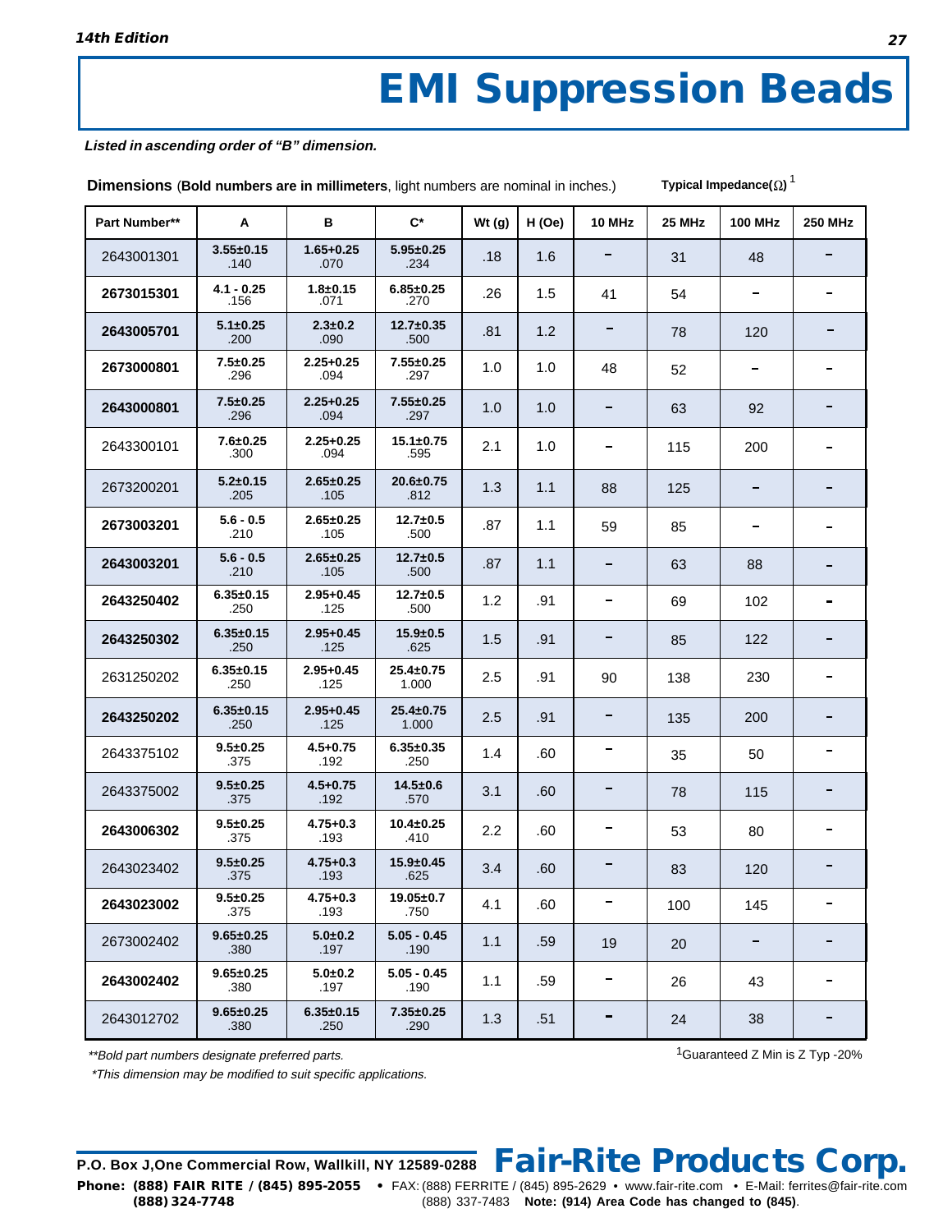# EMI Suppression Beads

***Listed in ascending order of "B" dimension.***

**Dimensions** (**Bold numbers are in millimeters**, light numbers are nominal in inches.) **Typical Impedance(Ω)** [1]

| Part Number** | A | B | C* | Wt (g) | H (Oe) | 10 MHz | 25 MHz | 100 MHz | 250 MHz |
|---|---|---|---|---|---|---|---|---|---|
| 2643001301 | **3.55±0.15** .140 | **1.65+0.25** .070 | **5.95±0.25** .234 | .18 | 1.6 | – | 31 | 48 | – |
| **2673015301** | **4.1 - 0.25** .156 | **1.8±0.15** .071 | **6.85±0.25** .270 | .26 | 1.5 | 41 | 54 | – | – |
| **2643005701** | **5.1±0.25** .200 | **2.3±0.2** .090 | **12.7±0.35** .500 | .81 | 1.2 | – | 78 | 120 | – |
| **2673000801** | **7.5±0.25** .296 | **2.25+0.25** .094 | **7.55±0.25** .297 | 1.0 | 1.0 | 48 | 52 | – | – |
| **2643000801** | **7.5±0.25** .296 | **2.25+0.25** .094 | **7.55±0.25** .297 | 1.0 | 1.0 | – | 63 | 92 | – |
| 2643300101 | **7.6±0.25** .300 | **2.25+0.25** .094 | **15.1±0.75** .595 | 2.1 | 1.0 | – | 115 | 200 | – |
| 2673200201 | **5.2±0.15** .205 | **2.65±0.25** .105 | **20.6±0.75** .812 | 1.3 | 1.1 | 88 | 125 | – | – |
| **2673003201** | **5.6 - 0.5** .210 | **2.65±0.25** .105 | **12.7±0.5** .500 | .87 | 1.1 | 59 | 85 | – | – |
| **2643003201** | **5.6 - 0.5** .210 | **2.65±0.25** .105 | **12.7±0.5** .500 | .87 | 1.1 | – | 63 | 88 | – |
| **2643250402** | **6.35±0.15** .250 | **2.95+0.45** .125 | **12.7±0.5** .500 | 1.2 | .91 | – | 69 | 102 | – |
| **2643250302** | **6.35±0.15** .250 | **2.95+0.45** .125 | **15.9±0.5** .625 | 1.5 | .91 | – | 85 | 122 | – |
| 2631250202 | **6.35±0.15** .250 | **2.95+0.45** .125 | **25.4±0.75** 1.000 | 2.5 | .91 | 90 | 138 | 230 | – |
| **2643250202** | **6.35±0.15** .250 | **2.95+0.45** .125 | **25.4±0.75** 1.000 | 2.5 | .91 | – | 135 | 200 | – |
| 2643375102 | **9.5±0.25** .375 | **4.5+0.75** .192 | **6.35±0.35** .250 | 1.4 | .60 | – | 35 | 50 | – |
| 2643375002 | **9.5±0.25** .375 | **4.5+0.75** .192 | **14.5±0.6** .570 | 3.1 | .60 | – | 78 | 115 | – |
| **2643006302** | **9.5±0.25** .375 | **4.75+0.3** .193 | **10.4±0.25** .410 | 2.2 | .60 | – | 53 | 80 | – |
| 2643023402 | **9.5±0.25** .375 | **4.75+0.3** .193 | **15.9±0.45** .625 | 3.4 | .60 | – | 83 | 120 | – |
| **2643023002** | **9.5±0.25** .375 | **4.75+0.3** .193 | **19.05±0.7** .750 | 4.1 | .60 | – | 100 | 145 | – |
| 2673002402 | **9.65±0.25** .380 | **5.0±0.2** .197 | **5.05 - 0.45** .190 | 1.1 | .59 | 19 | 20 | – | – |
| **2643002402** | **9.65±0.25** .380 | **5.0±0.2** .197 | **5.05 - 0.45** .190 | 1.1 | .59 | – | 26 | 43 | – |
| 2643012702 | **9.65±0.25** .380 | **6.35±0.15** .250 | **7.35±0.25** .290 | 1.3 | .51 | – | 24 | 38 | – |

*\*\*Bold part numbers designate preferred parts.*

*\*This dimension may be modified to suit specific applications.*

[1] Guaranteed Z Min is Z Typ -20%

**P.O. Box J, One Commercial Row, Wallkill, NY 12589-0288** **Fair-Rite Products Corp.**

**Phone: (888) FAIR RITE / (845) 895-2055** • FAX: (888) FERRITE / (845) 895-2629 • www.fair-rite.com • E-Mail: ferrites@fair-rite.com
**(888) 324-7748** (888) 337-7483 **Note: (914) Area Code has changed to (845)**.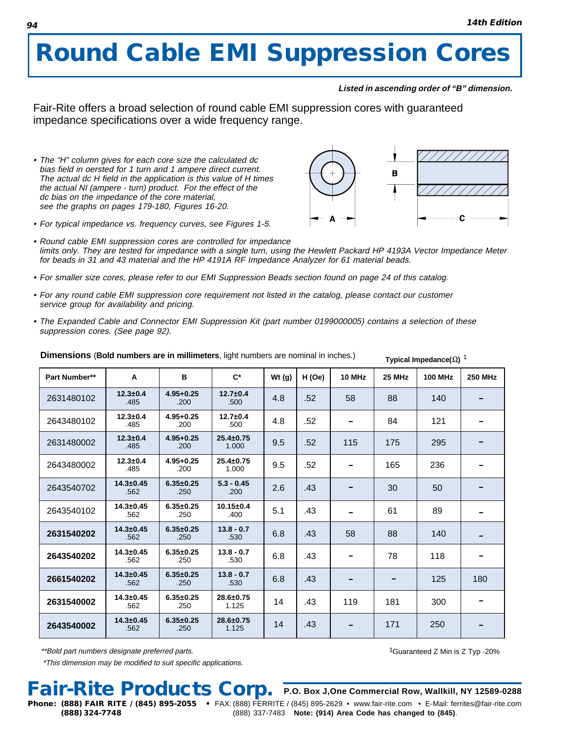# Round Cable EMI Suppression Cores

***Listed in ascending order of "B" dimension.***

Fair-Rite offers a broad selection of round cable EMI suppression cores with guaranteed impedance specifications over a wide frequency range.

- *The "H" column gives for each core size the calculated dc bias field in oersted for 1 turn and 1 ampere direct current. The actual dc H field in the application is this value of H times the actual NI (ampere - turn) product. For the effect of the dc bias on the impedance of the core material, see the graphs on pages 179-180, Figures 16-20.*
- *For typical impedance vs. frequency curves, see Figures 1-5.*
- *Round cable EMI suppression cores are controlled for impedance limits only. They are tested for impedance with a single turn, using the Hewlett Packard HP 4193A Vector Impedance Meter for beads in 31 and 43 material and the HP 4191A RF Impedance Analyzer for 61 material beads.*
- *For smaller size cores, please refer to our EMI Suppression Beads section found on page 24 of this catalog.*
- *For any round cable EMI suppression core requirement not listed in the catalog, please contact our customer service group for availability and pricing.*
- *The Expanded Cable and Connector EMI Suppression Kit (part number 0199000005) contains a selection of these suppression cores. (See page 92).*

B

A

C

**Dimensions** (**Bold numbers are in millimeters**, light numbers are nominal in inches.)

| | | | | | | Typical Impedance(Ω) [1] | | | |
|---|---|---|---|---|---|---|---|---|---|
| **Part Number**** | **A** | **B** | **C*** | **Wt (g)** | **H (Oe)** | **10 MHz** | **25 MHz** | **100 MHz** | **250 MHz** |
| 2631480102 | **12.3±0.4** .485 | **4.95+0.25** .200 | **12.7±0.4** .500 | 4.8 | .52 | 58 | 88 | 140 | – |
| 2643480102 | **12.3±0.4** .485 | **4.95+0.25** .200 | **12.7±0.4** .500 | 4.8 | .52 | – | 84 | 121 | – |
| 2631480002 | **12.3±0.4** .485 | **4.95+0.25** .200 | **25.4±0.75** 1.000 | 9.5 | .52 | 115 | 175 | 295 | – |
| 2643480002 | **12.3±0.4** .485 | **4.95+0.25** .200 | **25.4±0.75** 1.000 | 9.5 | .52 | – | 165 | 236 | – |
| 2643540702 | **14.3±0.45** .562 | **6.35±0.25** .250 | **5.3 - 0.45** .200 | 2.6 | .43 | – | 30 | 50 | – |
| 2643540102 | **14.3±0.45** .562 | **6.35±0.25** .250 | **10.15±0.4** .400 | 5.1 | .43 | – | 61 | 89 | – |
| **2631540202** | **14.3±0.45** .562 | **6.35±0.25** .250 | **13.8 - 0.7** .530 | 6.8 | .43 | 58 | 88 | 140 | – |
| **2643540202** | **14.3±0.45** .562 | **6.35±0.25** .250 | **13.8 - 0.7** .530 | 6.8 | .43 | – | 78 | 118 | – |
| **2661540202** | **14.3±0.45** .562 | **6.35±0.25** .250 | **13.8 - 0.7** .530 | 6.8 | .43 | – | – | 125 | 180 |
| **2631540002** | **14.3±0.45** .562 | **6.35±0.25** .250 | **28.6±0.75** 1.125 | 14 | .43 | 119 | 181 | 300 | – |
| **2643540002** | **14.3±0.45** .562 | **6.35±0.25** .250 | **28.6±0.75** 1.125 | 14 | .43 | – | 171 | 250 | – |

*\*\*Bold part numbers designate preferred parts.*

*\*This dimension may be modified to suit specific applications.*

[1]Guaranteed Z Min is Z Typ -20%

**Fair-Rite Products Corp.** **P.O. Box J,One Commercial Row, Wallkill, NY 12589-0288**

**Phone: (888) FAIR RITE / (845) 895-2055 (888) 324-7748** • FAX: (888) FERRITE / (845) 895-2629 (888) 337-7483 • www.fair-rite.com • E-Mail: ferrites@fair-rite.com **Note: (914) Area Code has changed to (845)**.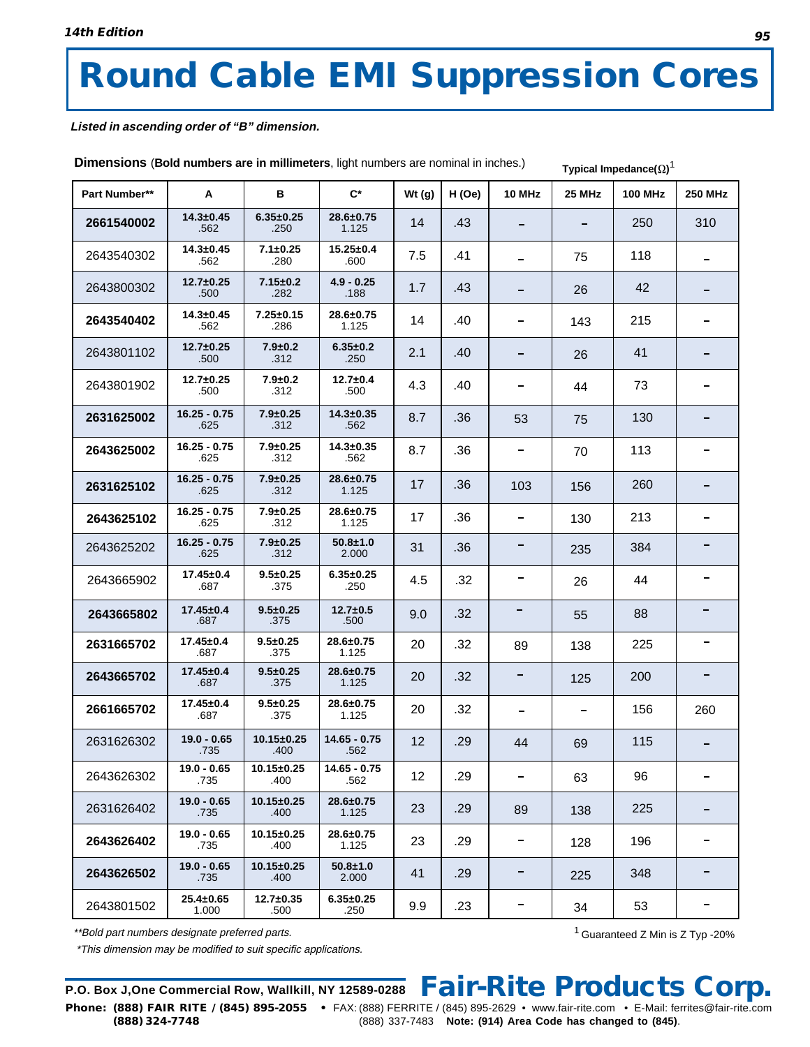# Round Cable EMI Suppression Cores

***Listed in ascending order of "B" dimension.***

**Dimensions** (**Bold numbers are in millimeters**, light numbers are nominal in inches.)

| Part Number** | A | B | C* | Wt (g) | H (Oe) | Typical Impedance(Ω)[1] 10 MHz | 25 MHz | 100 MHz | 250 MHz |
|---|---|---|---|---|---|---|---|---|---|
| **2661540002** | **14.3±0.45** .562 | **6.35±0.25** .250 | **28.6±0.75** 1.125 | 14 | .43 | – | – | 250 | 310 |
| 2643540302 | **14.3±0.45** .562 | **7.1±0.25** .280 | **15.25±0.4** .600 | 7.5 | .41 | – | 75 | 118 | – |
| 2643800302 | **12.7±0.25** .500 | **7.15±0.2** .282 | **4.9 - 0.25** .188 | 1.7 | .43 | – | 26 | 42 | – |
| **2643540402** | **14.3±0.45** .562 | **7.25±0.15** .286 | **28.6±0.75** 1.125 | 14 | .40 | – | 143 | 215 | – |
| 2643801102 | **12.7±0.25** .500 | **7.9±0.2** .312 | **6.35±0.2** .250 | 2.1 | .40 | – | 26 | 41 | – |
| 2643801902 | **12.7±0.25** .500 | **7.9±0.2** .312 | **12.7±0.4** .500 | 4.3 | .40 | – | 44 | 73 | – |
| **2631625002** | **16.25 - 0.75** .625 | **7.9±0.25** .312 | **14.3±0.35** .562 | 8.7 | .36 | 53 | 75 | 130 | – |
| **2643625002** | **16.25 - 0.75** .625 | **7.9±0.25** .312 | **14.3±0.35** .562 | 8.7 | .36 | – | 70 | 113 | – |
| **2631625102** | **16.25 - 0.75** .625 | **7.9±0.25** .312 | **28.6±0.75** 1.125 | 17 | .36 | 103 | 156 | 260 | – |
| **2643625102** | **16.25 - 0.75** .625 | **7.9±0.25** .312 | **28.6±0.75** 1.125 | 17 | .36 | – | 130 | 213 | – |
| 2643625202 | **16.25 - 0.75** .625 | **7.9±0.25** .312 | **50.8±1.0** 2.000 | 31 | .36 | – | 235 | 384 | – |
| 2643665902 | **17.45±0.4** .687 | **9.5±0.25** .375 | **6.35±0.25** .250 | 4.5 | .32 | – | 26 | 44 | – |
| **2643665802** | **17.45±0.4** .687 | **9.5±0.25** .375 | **12.7±0.5** .500 | 9.0 | .32 | – | 55 | 88 | – |
| **2631665702** | **17.45±0.4** .687 | **9.5±0.25** .375 | **28.6±0.75** 1.125 | 20 | .32 | 89 | 138 | 225 | – |
| **2643665702** | **17.45±0.4** .687 | **9.5±0.25** .375 | **28.6±0.75** 1.125 | 20 | .32 | – | 125 | 200 | – |
| **2661665702** | **17.45±0.4** .687 | **9.5±0.25** .375 | **28.6±0.75** 1.125 | 20 | .32 | – | – | 156 | 260 |
| 2631626302 | **19.0 - 0.65** .735 | **10.15±0.25** .400 | **14.65 - 0.75** .562 | 12 | .29 | 44 | 69 | 115 | – |
| 2643626302 | **19.0 - 0.65** .735 | **10.15±0.25** .400 | **14.65 - 0.75** .562 | 12 | .29 | – | 63 | 96 | – |
| 2631626402 | **19.0 - 0.65** .735 | **10.15±0.25** .400 | **28.6±0.75** 1.125 | 23 | .29 | 89 | 138 | 225 | – |
| **2643626402** | **19.0 - 0.65** .735 | **10.15±0.25** .400 | **28.6±0.75** 1.125 | 23 | .29 | – | 128 | 196 | – |
| **2643626502** | **19.0 - 0.65** .735 | **10.15±0.25** .400 | **50.8±1.0** 2.000 | 41 | .29 | – | 225 | 348 | – |
| 2643801502 | **25.4±0.65** 1.000 | **12.7±0.35** .500 | **6.35±0.25** .250 | 9.9 | .23 | – | 34 | 53 | – |

*\*\*Bold part numbers designate preferred parts.*

*\*This dimension may be modified to suit specific applications.*

[1] Guaranteed Z Min is Z Typ -20%

**P.O. Box J,One Commercial Row, Wallkill, NY 12589-0288** **Fair-Rite Products Corp.**

**Phone: (888) FAIR RITE / (845) 895-2055** • FAX: (888) FERRITE / (845) 895-2629 • www.fair-rite.com • E-Mail: ferrites@fair-rite.com

**(888) 324-7748** (888) 337-7483 **Note: (914) Area Code has changed to (845)**.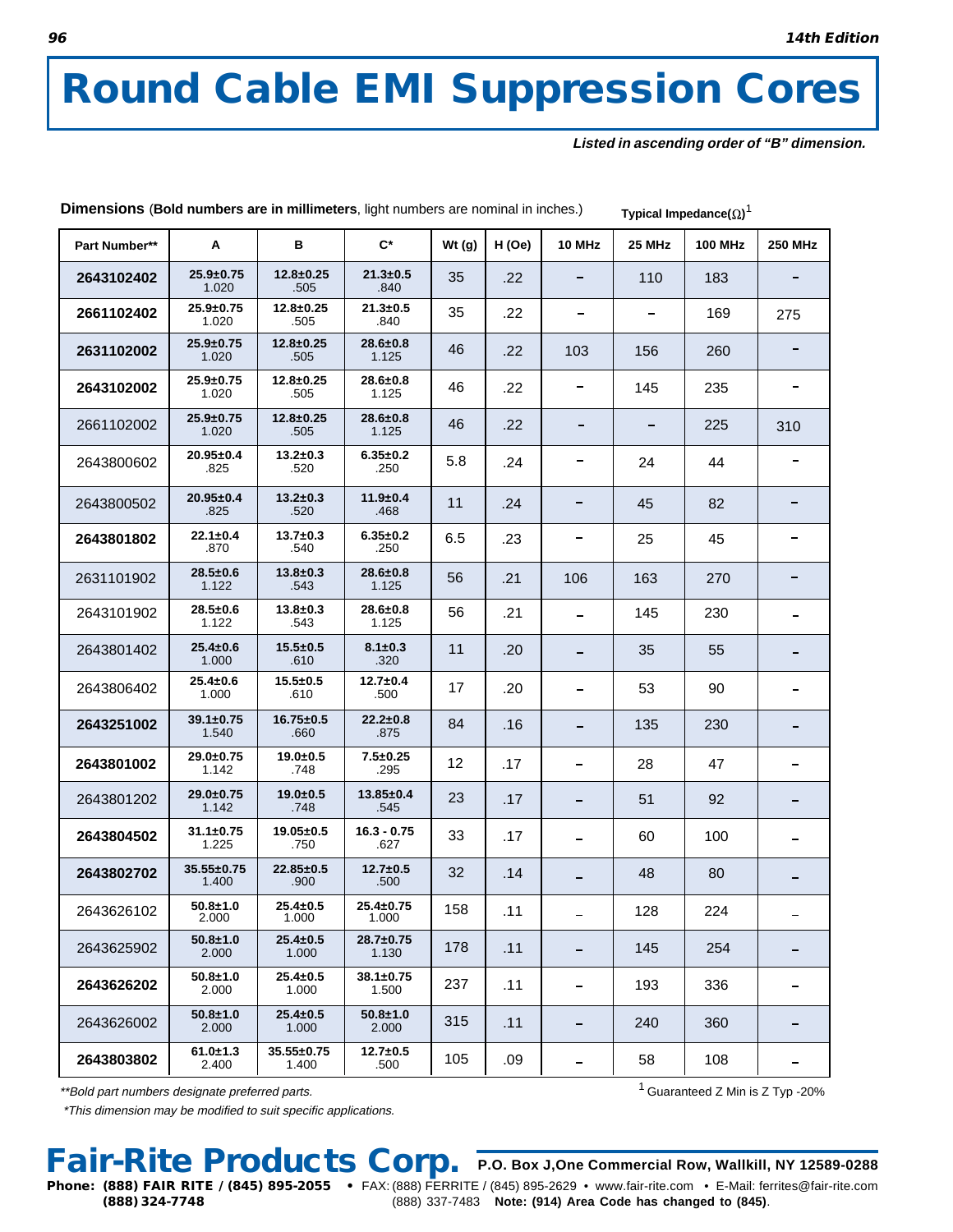# Round Cable EMI Suppression Cores

***Listed in ascending order of "B" dimension.***

**Dimensions** (**Bold numbers are in millimeters**, light numbers are nominal in inches.) **Typical Impedance(Ω)**[1]

| Part Number** | A | B | C* | Wt (g) | H (Oe) | 10 MHz | 25 MHz | 100 MHz | 250 MHz |
|---|---|---|---|---|---|---|---|---|---|
| **2643102402** | **25.9±0.75** 1.020 | **12.8±0.25** .505 | **21.3±0.5** .840 | 35 | .22 | – | 110 | 183 | – |
| **2661102402** | **25.9±0.75** 1.020 | **12.8±0.25** .505 | **21.3±0.5** .840 | 35 | .22 | – | – | 169 | 275 |
| **2631102002** | **25.9±0.75** 1.020 | **12.8±0.25** .505 | **28.6±0.8** 1.125 | 46 | .22 | 103 | 156 | 260 | – |
| **2643102002** | **25.9±0.75** 1.020 | **12.8±0.25** .505 | **28.6±0.8** 1.125 | 46 | .22 | – | 145 | 235 | – |
| 2661102002 | **25.9±0.75** 1.020 | **12.8±0.25** .505 | **28.6±0.8** 1.125 | 46 | .22 | – | – | 225 | 310 |
| 2643800602 | **20.95±0.4** .825 | **13.2±0.3** .520 | **6.35±0.2** .250 | 5.8 | .24 | – | 24 | 44 | – |
| 2643800502 | **20.95±0.4** .825 | **13.2±0.3** .520 | **11.9±0.4** .468 | 11 | .24 | – | 45 | 82 | – |
| **2643801802** | **22.1±0.4** .870 | **13.7±0.3** .540 | **6.35±0.2** .250 | 6.5 | .23 | – | 25 | 45 | – |
| 2631101902 | **28.5±0.6** 1.122 | **13.8±0.3** .543 | **28.6±0.8** 1.125 | 56 | .21 | 106 | 163 | 270 | – |
| 2643101902 | **28.5±0.6** 1.122 | **13.8±0.3** .543 | **28.6±0.8** 1.125 | 56 | .21 | – | 145 | 230 | – |
| 2643801402 | **25.4±0.6** 1.000 | **15.5±0.5** .610 | **8.1±0.3** .320 | 11 | .20 | – | 35 | 55 | – |
| 2643806402 | **25.4±0.6** 1.000 | **15.5±0.5** .610 | **12.7±0.4** .500 | 17 | .20 | – | 53 | 90 | – |
| **2643251002** | **39.1±0.75** 1.540 | **16.75±0.5** .660 | **22.2±0.8** .875 | 84 | .16 | – | 135 | 230 | – |
| **2643801002** | **29.0±0.75** 1.142 | **19.0±0.5** .748 | **7.5±0.25** .295 | 12 | .17 | – | 28 | 47 | – |
| 2643801202 | **29.0±0.75** 1.142 | **19.0±0.5** .748 | **13.85±0.4** .545 | 23 | .17 | – | 51 | 92 | – |
| **2643804502** | **31.1±0.75** 1.225 | **19.05±0.5** .750 | **16.3 - 0.75** .627 | 33 | .17 | – | 60 | 100 | – |
| **2643802702** | **35.55±0.75** 1.400 | **22.85±0.5** .900 | **12.7±0.5** .500 | 32 | .14 | – | 48 | 80 | – |
| 2643626102 | **50.8±1.0** 2.000 | **25.4±0.5** 1.000 | **25.4±0.75** 1.000 | 158 | .11 | – | 128 | 224 | – |
| 2643625902 | **50.8±1.0** 2.000 | **25.4±0.5** 1.000 | **28.7±0.75** 1.130 | 178 | .11 | – | 145 | 254 | – |
| **2643626202** | **50.8±1.0** 2.000 | **25.4±0.5** 1.000 | **38.1±0.75** 1.500 | 237 | .11 | – | 193 | 336 | – |
| 2643626002 | **50.8±1.0** 2.000 | **25.4±0.5** 1.000 | **50.8±1.0** 2.000 | 315 | .11 | – | 240 | 360 | – |
| **2643803802** | **61.0±1.3** 2.400 | **35.55±0.75** 1.400 | **12.7±0.5** .500 | 105 | .09 | – | 58 | 108 | – |

*\*\*Bold part numbers designate preferred parts.*

[1] Guaranteed Z Min is Z Typ -20%

*\*This dimension may be modified to suit specific applications.*

**Fair-Rite Products Corp.** **P.O. Box J,One Commercial Row, Wallkill, NY 12589-0288**

**Phone: (888) FAIR RITE / (845) 895-2055 (888) 324-7748** • FAX: (888) FERRITE / (845) 895-2629 (888) 337-7483 • www.fair-rite.com • E-Mail: ferrites@fair-rite.com **Note: (914) Area Code has changed to (845)**.